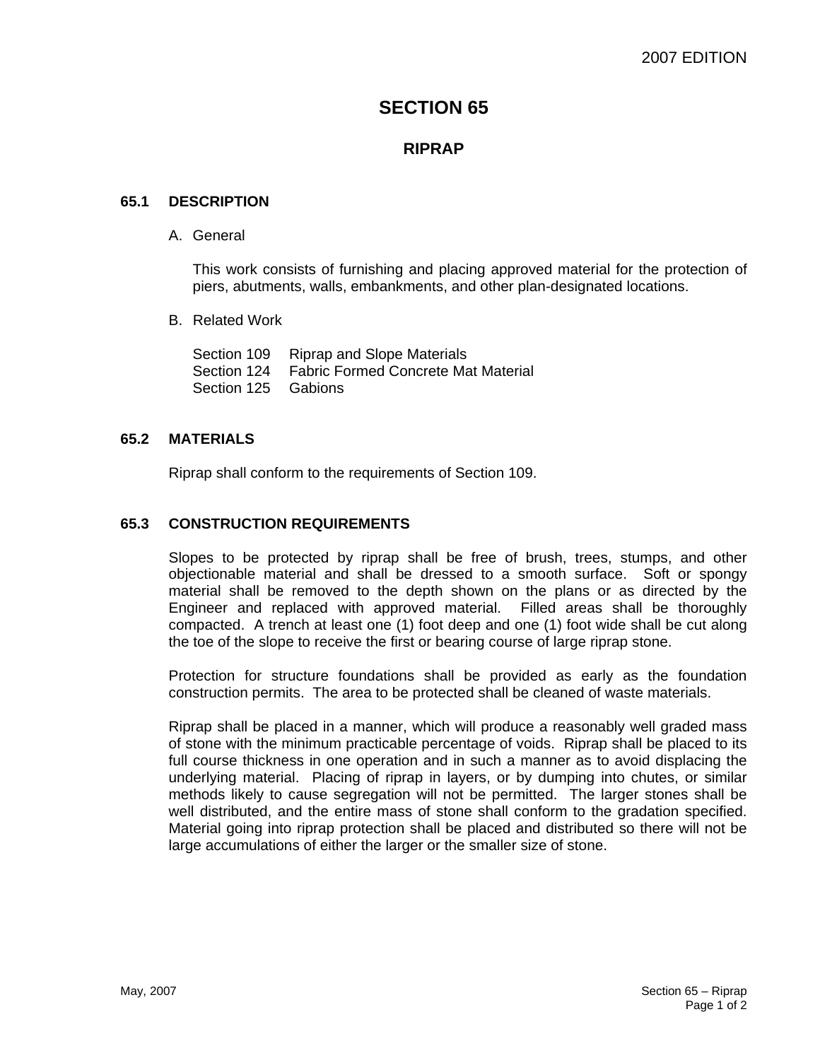# SECTION 65

## RIPRAP

### 65.1 DESCRIPTION

A. General

This work consists of furnishing and placing approved material for the protection of piers, abutments, walls, embankments, and other plan-designated locations.

B. Related Work

Section 109 Riprap and Slope Materials
Section 124 Fabric Formed Concrete Mat Material
Section 125 Gabions

### 65.2 MATERIALS

Riprap shall conform to the requirements of Section 109.

### 65.3 CONSTRUCTION REQUIREMENTS

Slopes to be protected by riprap shall be free of brush, trees, stumps, and other objectionable material and shall be dressed to a smooth surface. Soft or spongy material shall be removed to the depth shown on the plans or as directed by the Engineer and replaced with approved material. Filled areas shall be thoroughly compacted. A trench at least one (1) foot deep and one (1) foot wide shall be cut along the toe of the slope to receive the first or bearing course of large riprap stone.

Protection for structure foundations shall be provided as early as the foundation construction permits. The area to be protected shall be cleaned of waste materials.

Riprap shall be placed in a manner, which will produce a reasonably well graded mass of stone with the minimum practicable percentage of voids. Riprap shall be placed to its full course thickness in one operation and in such a manner as to avoid displacing the underlying material. Placing of riprap in layers, or by dumping into chutes, or similar methods likely to cause segregation will not be permitted. The larger stones shall be well distributed, and the entire mass of stone shall conform to the gradation specified. Material going into riprap protection shall be placed and distributed so there will not be large accumulations of either the larger or the smaller size of stone.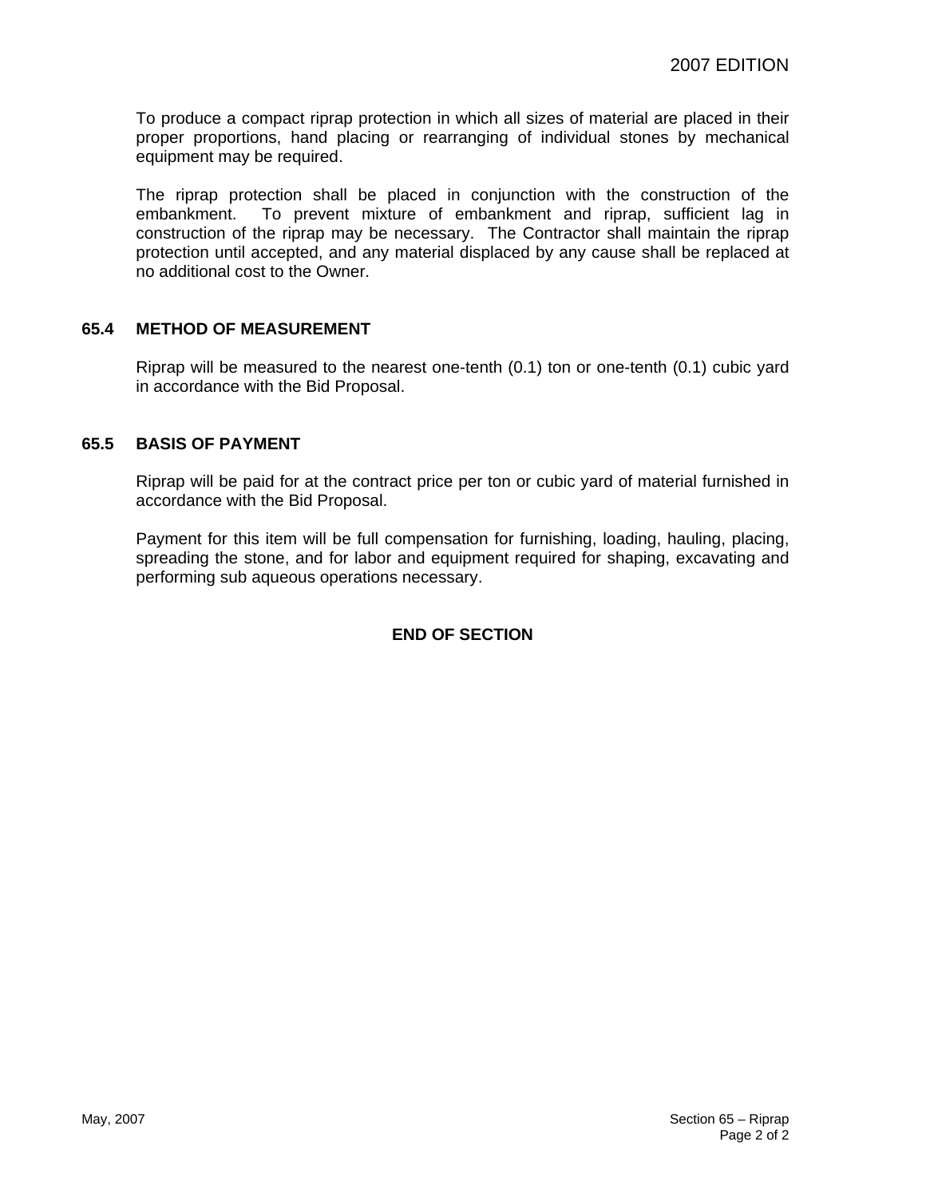To produce a compact riprap protection in which all sizes of material are placed in their proper proportions, hand placing or rearranging of individual stones by mechanical equipment may be required.

The riprap protection shall be placed in conjunction with the construction of the embankment. To prevent mixture of embankment and riprap, sufficient lag in construction of the riprap may be necessary. The Contractor shall maintain the riprap protection until accepted, and any material displaced by any cause shall be replaced at no additional cost to the Owner.

## 65.4 METHOD OF MEASUREMENT

Riprap will be measured to the nearest one-tenth (0.1) ton or one-tenth (0.1) cubic yard in accordance with the Bid Proposal.

## 65.5 BASIS OF PAYMENT

Riprap will be paid for at the contract price per ton or cubic yard of material furnished in accordance with the Bid Proposal.

Payment for this item will be full compensation for furnishing, loading, hauling, placing, spreading the stone, and for labor and equipment required for shaping, excavating and performing sub aqueous operations necessary.

**END OF SECTION**